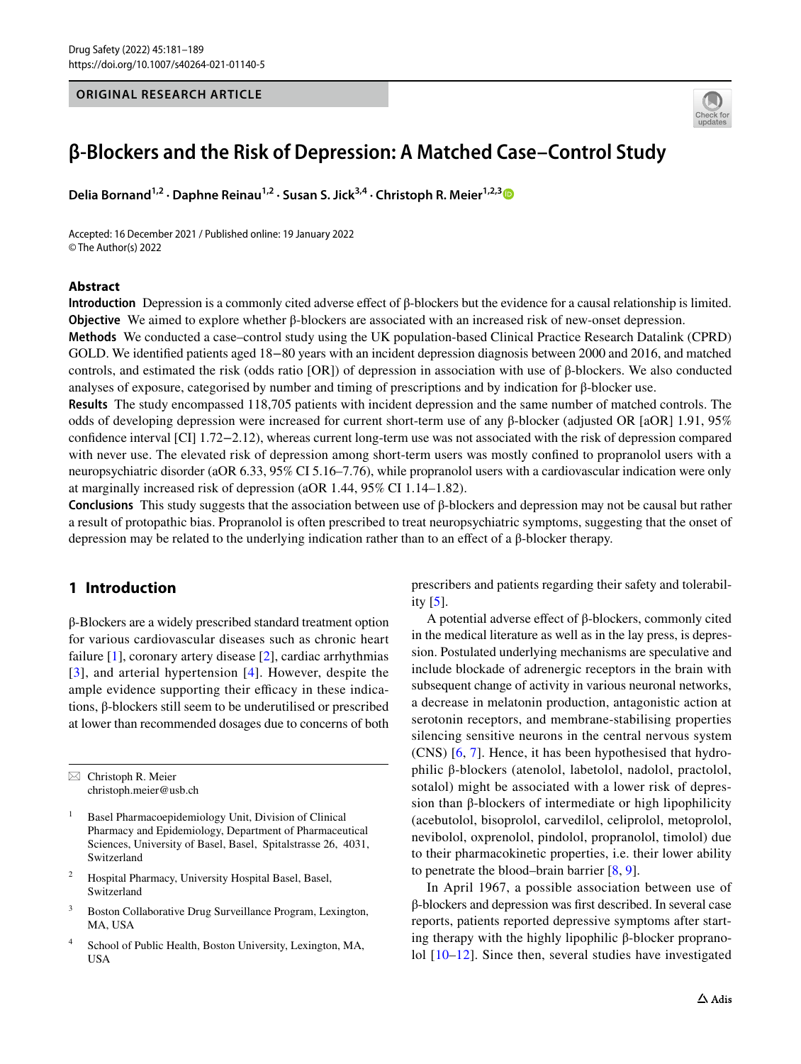ORIGINAL RESEARCH ARTICLE

# β-Blockers and the Risk of Depression: A Matched Case–Control Study

**Delia Bornand[1,2] · Daphne Reinau[1,2] · Susan S. Jick[3,4] · Christoph R. Meier[1,2,3]**

Accepted: 16 December 2021 / Published online: 19 January 2022
© The Author(s) 2022

## Abstract

**Introduction** Depression is a commonly cited adverse effect of β-blockers but the evidence for a causal relationship is limited.

**Objective** We aimed to explore whether β-blockers are associated with an increased risk of new-onset depression.

**Methods** We conducted a case–control study using the UK population-based Clinical Practice Research Datalink (CPRD) GOLD. We identified patients aged 18−80 years with an incident depression diagnosis between 2000 and 2016, and matched controls, and estimated the risk (odds ratio [OR]) of depression in association with use of β-blockers. We also conducted analyses of exposure, categorised by number and timing of prescriptions and by indication for β-blocker use.

**Results** The study encompassed 118,705 patients with incident depression and the same number of matched controls. The odds of developing depression were increased for current short-term use of any β-blocker (adjusted OR [aOR] 1.91, 95% confidence interval [CI] 1.72−2.12), whereas current long-term use was not associated with the risk of depression compared with never use. The elevated risk of depression among short-term users was mostly confined to propranolol users with a neuropsychiatric disorder (aOR 6.33, 95% CI 5.16–7.76), while propranolol users with a cardiovascular indication were only at marginally increased risk of depression (aOR 1.44, 95% CI 1.14–1.82).

**Conclusions** This study suggests that the association between use of β-blockers and depression may not be causal but rather a result of protopathic bias. Propranolol is often prescribed to treat neuropsychiatric symptoms, suggesting that the onset of depression may be related to the underlying indication rather than to an effect of a β-blocker therapy.

## 1 Introduction

β-Blockers are a widely prescribed standard treatment option for various cardiovascular diseases such as chronic heart failure [1], coronary artery disease [2], cardiac arrhythmias [3], and arterial hypertension [4]. However, despite the ample evidence supporting their efficacy in these indications, β-blockers still seem to be underutilised or prescribed at lower than recommended dosages due to concerns of both prescribers and patients regarding their safety and tolerability [5].

A potential adverse effect of β-blockers, commonly cited in the medical literature as well as in the lay press, is depression. Postulated underlying mechanisms are speculative and include blockade of adrenergic receptors in the brain with subsequent change of activity in various neuronal networks, a decrease in melatonin production, antagonistic action at serotonin receptors, and membrane-stabilising properties silencing sensitive neurons in the central nervous system (CNS) [6, 7]. Hence, it has been hypothesised that hydrophilic β-blockers (atenolol, labetolol, nadolol, practolol, sotalol) might be associated with a lower risk of depression than β-blockers of intermediate or high lipophilicity (acebutolol, bisoprolol, carvedilol, celiprolol, metoprolol, nevibolol, oxprenolol, pindolol, propranolol, timolol) due to their pharmacokinetic properties, i.e. their lower ability to penetrate the blood–brain barrier [8, 9].

In April 1967, a possible association between use of β-blockers and depression was first described. In several case reports, patients reported depressive symptoms after starting therapy with the highly lipophilic β-blocker propranolol [10–12]. Since then, several studies have investigated

---

✉ Christoph R. Meier
christoph.meier@usb.ch

1 Basel Pharmacoepidemiology Unit, Division of Clinical Pharmacy and Epidemiology, Department of Pharmaceutical Sciences, University of Basel, Basel, Spitalstrasse 26, 4031, Switzerland

2 Hospital Pharmacy, University Hospital Basel, Basel, Switzerland

3 Boston Collaborative Drug Surveillance Program, Lexington, MA, USA

4 School of Public Health, Boston University, Lexington, MA, USA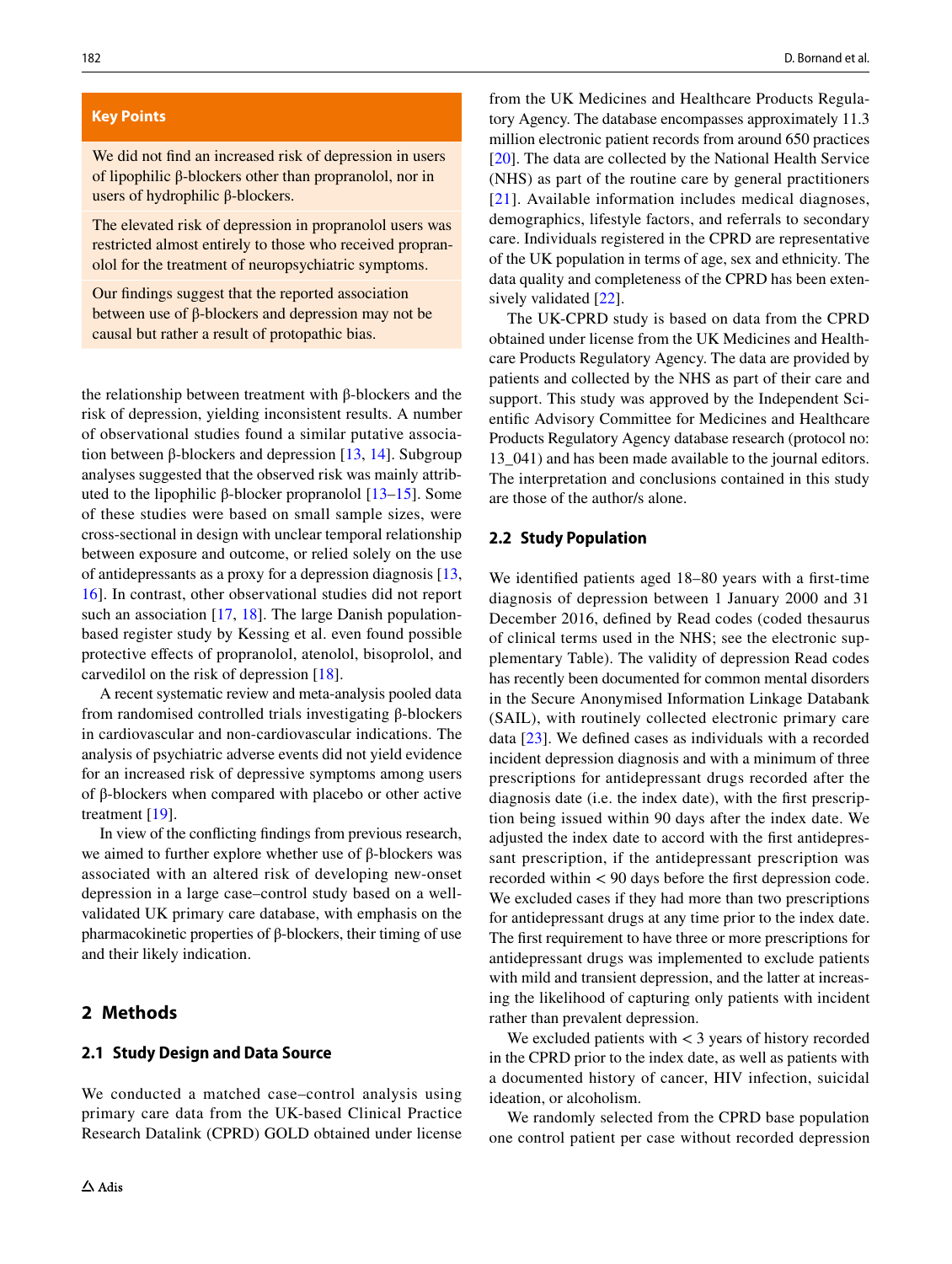**Key Points**

We did not find an increased risk of depression in users of lipophilic β-blockers other than propranolol, nor in users of hydrophilic β-blockers.

The elevated risk of depression in propranolol users was restricted almost entirely to those who received propranolol for the treatment of neuropsychiatric symptoms.

Our findings suggest that the reported association between use of β-blockers and depression may not be causal but rather a result of protopathic bias.

the relationship between treatment with β-blockers and the risk of depression, yielding inconsistent results. A number of observational studies found a similar putative association between β-blockers and depression [13, 14]. Subgroup analyses suggested that the observed risk was mainly attributed to the lipophilic β-blocker propranolol [13–15]. Some of these studies were based on small sample sizes, were cross-sectional in design with unclear temporal relationship between exposure and outcome, or relied solely on the use of antidepressants as a proxy for a depression diagnosis [13, 16]. In contrast, other observational studies did not report such an association [17, 18]. The large Danish population-based register study by Kessing et al. even found possible protective effects of propranolol, atenolol, bisoprolol, and carvedilol on the risk of depression [18].

A recent systematic review and meta-analysis pooled data from randomised controlled trials investigating β-blockers in cardiovascular and non-cardiovascular indications. The analysis of psychiatric adverse events did not yield evidence for an increased risk of depressive symptoms among users of β-blockers when compared with placebo or other active treatment [19].

In view of the conflicting findings from previous research, we aimed to further explore whether use of β-blockers was associated with an altered risk of developing new-onset depression in a large case–control study based on a well-validated UK primary care database, with emphasis on the pharmacokinetic properties of β-blockers, their timing of use and their likely indication.

## 2 Methods

### 2.1 Study Design and Data Source

We conducted a matched case–control analysis using primary care data from the UK-based Clinical Practice Research Datalink (CPRD) GOLD obtained under license from the UK Medicines and Healthcare Products Regulatory Agency. The database encompasses approximately 11.3 million electronic patient records from around 650 practices [20]. The data are collected by the National Health Service (NHS) as part of the routine care by general practitioners [21]. Available information includes medical diagnoses, demographics, lifestyle factors, and referrals to secondary care. Individuals registered in the CPRD are representative of the UK population in terms of age, sex and ethnicity. The data quality and completeness of the CPRD has been extensively validated [22].

The UK-CPRD study is based on data from the CPRD obtained under license from the UK Medicines and Healthcare Products Regulatory Agency. The data are provided by patients and collected by the NHS as part of their care and support. This study was approved by the Independent Scientific Advisory Committee for Medicines and Healthcare Products Regulatory Agency database research (protocol no: 13_041) and has been made available to the journal editors. The interpretation and conclusions contained in this study are those of the author/s alone.

### 2.2 Study Population

We identified patients aged 18–80 years with a first-time diagnosis of depression between 1 January 2000 and 31 December 2016, defined by Read codes (coded thesaurus of clinical terms used in the NHS; see the electronic supplementary Table). The validity of depression Read codes has recently been documented for common mental disorders in the Secure Anonymised Information Linkage Databank (SAIL), with routinely collected electronic primary care data [23]. We defined cases as individuals with a recorded incident depression diagnosis and with a minimum of three prescriptions for antidepressant drugs recorded after the diagnosis date (i.e. the index date), with the first prescription being issued within 90 days after the index date. We adjusted the index date to accord with the first antidepressant prescription, if the antidepressant prescription was recorded within < 90 days before the first depression code. We excluded cases if they had more than two prescriptions for antidepressant drugs at any time prior to the index date. The first requirement to have three or more prescriptions for antidepressant drugs was implemented to exclude patients with mild and transient depression, and the latter at increasing the likelihood of capturing only patients with incident rather than prevalent depression.

We excluded patients with < 3 years of history recorded in the CPRD prior to the index date, as well as patients with a documented history of cancer, HIV infection, suicidal ideation, or alcoholism.

We randomly selected from the CPRD base population one control patient per case without recorded depression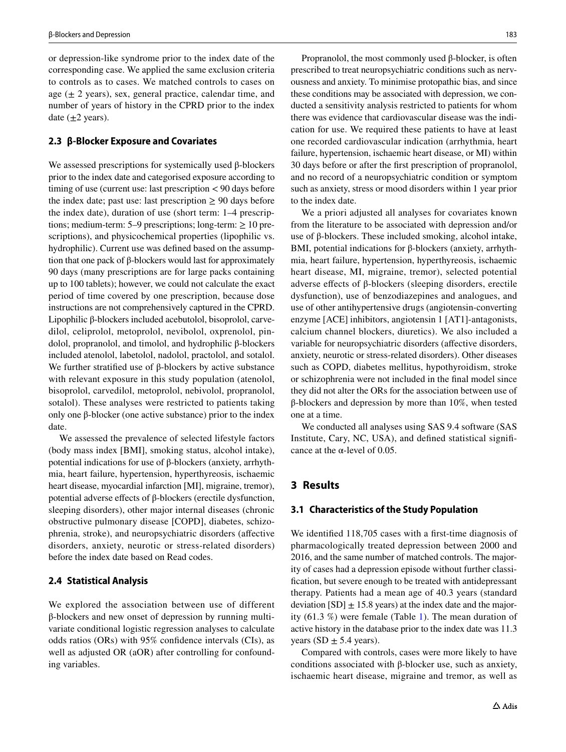or depression-like syndrome prior to the index date of the corresponding case. We applied the same exclusion criteria to controls as to cases. We matched controls to cases on age (± 2 years), sex, general practice, calendar time, and number of years of history in the CPRD prior to the index date (±2 years).

### 2.3 β-Blocker Exposure and Covariates

We assessed prescriptions for systemically used β-blockers prior to the index date and categorised exposure according to timing of use (current use: last prescription < 90 days before the index date; past use: last prescription ≥ 90 days before the index date), duration of use (short term: 1–4 prescriptions; medium-term: 5–9 prescriptions; long-term: ≥ 10 prescriptions), and physicochemical properties (lipophilic vs. hydrophilic). Current use was defined based on the assumption that one pack of β-blockers would last for approximately 90 days (many prescriptions are for large packs containing up to 100 tablets); however, we could not calculate the exact period of time covered by one prescription, because dose instructions are not comprehensively captured in the CPRD. Lipophilic β-blockers included acebutolol, bisoprolol, carvedilol, celiprolol, metoprolol, nevibolol, oxprenolol, pindolol, propranolol, and timolol, and hydrophilic β-blockers included atenolol, labetolol, nadolol, practolol, and sotalol. We further stratified use of β-blockers by active substance with relevant exposure in this study population (atenolol, bisoprolol, carvedilol, metoprolol, nebivolol, propranolol, sotalol). These analyses were restricted to patients taking only one β-blocker (one active substance) prior to the index date.

We assessed the prevalence of selected lifestyle factors (body mass index [BMI], smoking status, alcohol intake), potential indications for use of β-blockers (anxiety, arrhythmia, heart failure, hypertension, hyperthyreosis, ischaemic heart disease, myocardial infarction [MI], migraine, tremor), potential adverse effects of β-blockers (erectile dysfunction, sleeping disorders), other major internal diseases (chronic obstructive pulmonary disease [COPD], diabetes, schizophrenia, stroke), and neuropsychiatric disorders (affective disorders, anxiety, neurotic or stress-related disorders) before the index date based on Read codes.

### 2.4 Statistical Analysis

We explored the association between use of different β-blockers and new onset of depression by running multivariate conditional logistic regression analyses to calculate odds ratios (ORs) with 95% confidence intervals (CIs), as well as adjusted OR (aOR) after controlling for confounding variables.

Propranolol, the most commonly used β-blocker, is often prescribed to treat neuropsychiatric conditions such as nervousness and anxiety. To minimise protopathic bias, and since these conditions may be associated with depression, we conducted a sensitivity analysis restricted to patients for whom there was evidence that cardiovascular disease was the indication for use. We required these patients to have at least one recorded cardiovascular indication (arrhythmia, heart failure, hypertension, ischaemic heart disease, or MI) within 30 days before or after the first prescription of propranolol, and no record of a neuropsychiatric condition or symptom such as anxiety, stress or mood disorders within 1 year prior to the index date.

We a priori adjusted all analyses for covariates known from the literature to be associated with depression and/or use of β-blockers. These included smoking, alcohol intake, BMI, potential indications for β-blockers (anxiety, arrhythmia, heart failure, hypertension, hyperthyreosis, ischaemic heart disease, MI, migraine, tremor), selected potential adverse effects of β-blockers (sleeping disorders, erectile dysfunction), use of benzodiazepines and analogues, and use of other antihypertensive drugs (angiotensin-converting enzyme [ACE] inhibitors, angiotensin 1 [AT1]-antagonists, calcium channel blockers, diuretics). We also included a variable for neuropsychiatric disorders (affective disorders, anxiety, neurotic or stress-related disorders). Other diseases such as COPD, diabetes mellitus, hypothyroidism, stroke or schizophrenia were not included in the final model since they did not alter the ORs for the association between use of β-blockers and depression by more than 10%, when tested one at a time.

We conducted all analyses using SAS 9.4 software (SAS Institute, Cary, NC, USA), and defined statistical significance at the α-level of 0.05.

## 3 Results

### 3.1 Characteristics of the Study Population

We identified 118,705 cases with a first-time diagnosis of pharmacologically treated depression between 2000 and 2016, and the same number of matched controls. The majority of cases had a depression episode without further classification, but severe enough to be treated with antidepressant therapy. Patients had a mean age of 40.3 years (standard deviation [SD] ± 15.8 years) at the index date and the majority (61.3 %) were female (Table 1). The mean duration of active history in the database prior to the index date was 11.3 years (SD ± 5.4 years).

Compared with controls, cases were more likely to have conditions associated with β-blocker use, such as anxiety, ischaemic heart disease, migraine and tremor, as well as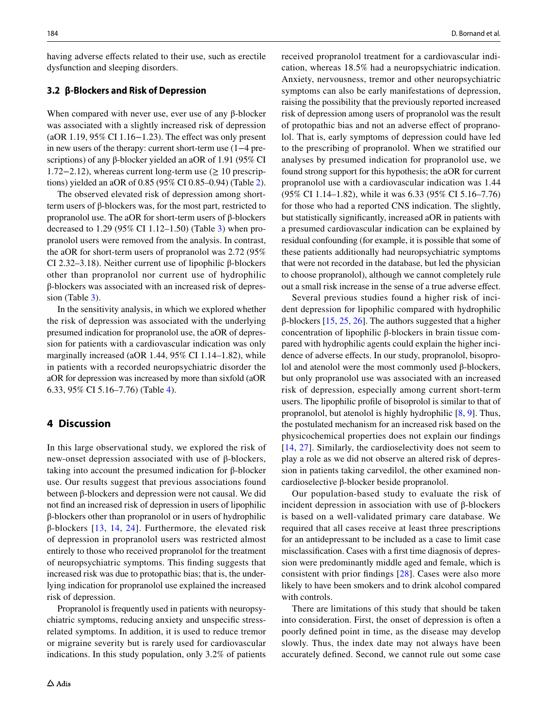having adverse effects related to their use, such as erectile dysfunction and sleeping disorders.

### 3.2 β-Blockers and Risk of Depression

When compared with never use, ever use of any β-blocker was associated with a slightly increased risk of depression (aOR 1.19, 95% CI 1.16−1.23). The effect was only present in new users of the therapy: current short-term use (1−4 prescriptions) of any β-blocker yielded an aOR of 1.91 (95% CI 1.72−2.12), whereas current long-term use (≥ 10 prescriptions) yielded an aOR of 0.85 (95% CI 0.85–0.94) (Table 2).

The observed elevated risk of depression among short-term users of β-blockers was, for the most part, restricted to propranolol use. The aOR for short-term users of β-blockers decreased to 1.29 (95% CI 1.12–1.50) (Table 3) when propranolol users were removed from the analysis. In contrast, the aOR for short-term users of propranolol was 2.72 (95% CI 2.32–3.18). Neither current use of lipophilic β-blockers other than propranolol nor current use of hydrophilic β-blockers was associated with an increased risk of depression (Table 3).

In the sensitivity analysis, in which we explored whether the risk of depression was associated with the underlying presumed indication for propranolol use, the aOR of depression for patients with a cardiovascular indication was only marginally increased (aOR 1.44, 95% CI 1.14–1.82), while in patients with a recorded neuropsychiatric disorder the aOR for depression was increased by more than sixfold (aOR 6.33, 95% CI 5.16–7.76) (Table 4).

## 4 Discussion

In this large observational study, we explored the risk of new-onset depression associated with use of β-blockers, taking into account the presumed indication for β-blocker use. Our results suggest that previous associations found between β-blockers and depression were not causal. We did not find an increased risk of depression in users of lipophilic β-blockers other than propranolol or in users of hydrophilic β-blockers [13, 14, 24]. Furthermore, the elevated risk of depression in propranolol users was restricted almost entirely to those who received propranolol for the treatment of neuropsychiatric symptoms. This finding suggests that increased risk was due to protopathic bias; that is, the underlying indication for propranolol use explained the increased risk of depression.

Propranolol is frequently used in patients with neuropsychiatric symptoms, reducing anxiety and unspecific stress-related symptoms. In addition, it is used to reduce tremor or migraine severity but is rarely used for cardiovascular indications. In this study population, only 3.2% of patients received propranolol treatment for a cardiovascular indication, whereas 18.5% had a neuropsychiatric indication. Anxiety, nervousness, tremor and other neuropsychiatric symptoms can also be early manifestations of depression, raising the possibility that the previously reported increased risk of depression among users of propranolol was the result of protopathic bias and not an adverse effect of propranolol. That is, early symptoms of depression could have led to the prescribing of propranolol. When we stratified our analyses by presumed indication for propranolol use, we found strong support for this hypothesis; the aOR for current propranolol use with a cardiovascular indication was 1.44 (95% CI 1.14–1.82), while it was 6.33 (95% CI 5.16–7.76) for those who had a reported CNS indication. The slightly, but statistically significantly, increased aOR in patients with a presumed cardiovascular indication can be explained by residual confounding (for example, it is possible that some of these patients additionally had neuropsychiatric symptoms that were not recorded in the database, but led the physician to choose propranolol), although we cannot completely rule out a small risk increase in the sense of a true adverse effect.

Several previous studies found a higher risk of incident depression for lipophilic compared with hydrophilic β-blockers [15, 25, 26]. The authors suggested that a higher concentration of lipophilic β-blockers in brain tissue compared with hydrophilic agents could explain the higher incidence of adverse effects. In our study, propranolol, bisoprolol and atenolol were the most commonly used β-blockers, but only propranolol use was associated with an increased risk of depression, especially among current short-term users. The lipophilic profile of bisoprolol is similar to that of propranolol, but atenolol is highly hydrophilic [8, 9]. Thus, the postulated mechanism for an increased risk based on the physicochemical properties does not explain our findings [14, 27]. Similarly, the cardioselectivity does not seem to play a role as we did not observe an altered risk of depression in patients taking carvedilol, the other examined non-cardioselective β-blocker beside propranolol.

Our population-based study to evaluate the risk of incident depression in association with use of β-blockers is based on a well-validated primary care database. We required that all cases receive at least three prescriptions for an antidepressant to be included as a case to limit case misclassification. Cases with a first time diagnosis of depression were predominantly middle aged and female, which is consistent with prior findings [28]. Cases were also more likely to have been smokers and to drink alcohol compared with controls.

There are limitations of this study that should be taken into consideration. First, the onset of depression is often a poorly defined point in time, as the disease may develop slowly. Thus, the index date may not always have been accurately defined. Second, we cannot rule out some case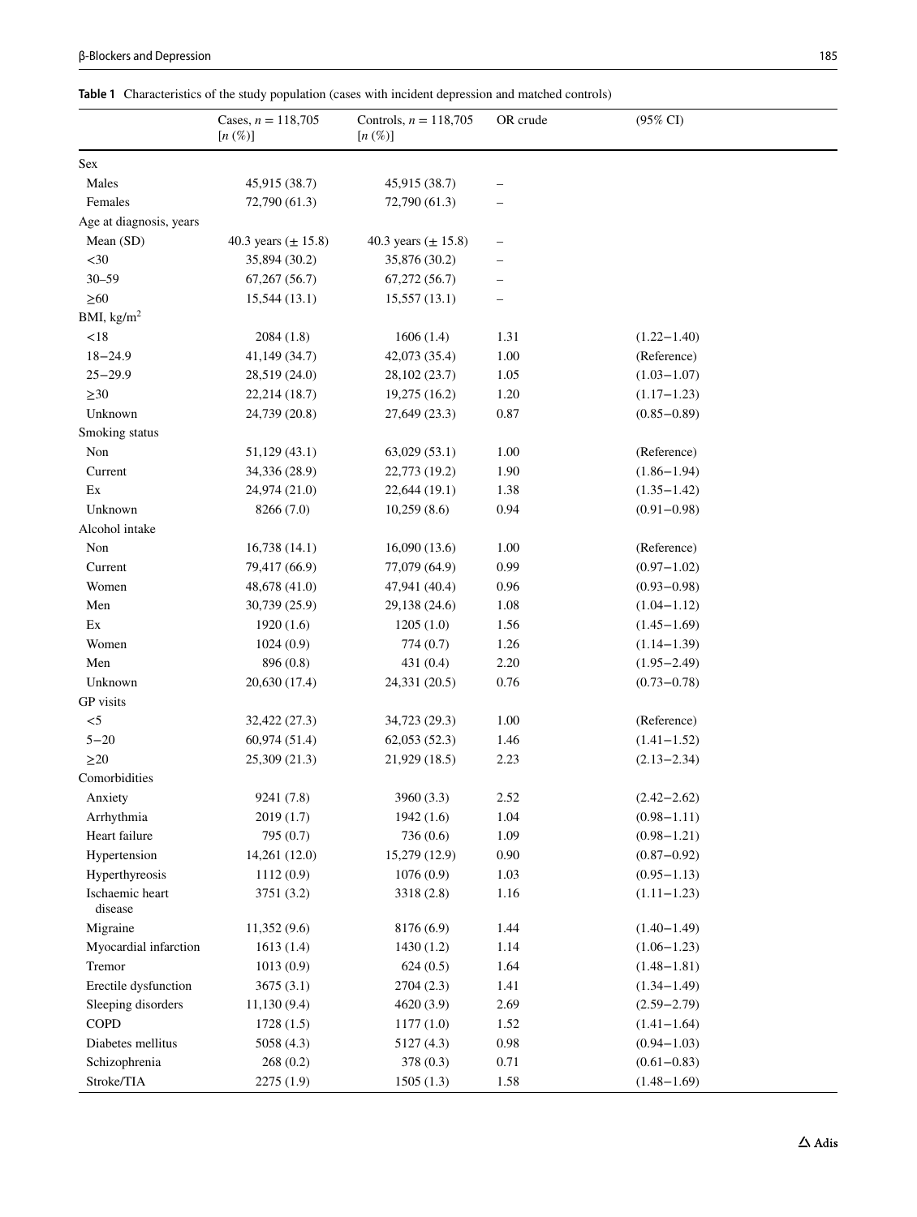**Table 1** Characteristics of the study population (cases with incident depression and matched controls)

| | Cases, $n$ = 118,705 [$n$ (%)] | Controls, $n$ = 118,705 [$n$ (%)] | OR crude | (95% CI) |
|---|---|---|---|---|
| Sex | | | | |
| Males | 45,915 (38.7) | 45,915 (38.7) | – | |
| Females | 72,790 (61.3) | 72,790 (61.3) | – | |
| Age at diagnosis, years | | | | |
| Mean (SD) | 40.3 years (± 15.8) | 40.3 years (± 15.8) | – | |
| <30 | 35,894 (30.2) | 35,876 (30.2) | – | |
| 30–59 | 67,267 (56.7) | 67,272 (56.7) | – | |
| ≥60 | 15,544 (13.1) | 15,557 (13.1) | – | |
| BMI, kg/m$^2$ | | | | |
| <18 | 2084 (1.8) | 1606 (1.4) | 1.31 | (1.22−1.40) |
| 18−24.9 | 41,149 (34.7) | 42,073 (35.4) | 1.00 | (Reference) |
| 25−29.9 | 28,519 (24.0) | 28,102 (23.7) | 1.05 | (1.03−1.07) |
| ≥30 | 22,214 (18.7) | 19,275 (16.2) | 1.20 | (1.17−1.23) |
| Unknown | 24,739 (20.8) | 27,649 (23.3) | 0.87 | (0.85−0.89) |
| Smoking status | | | | |
| Non | 51,129 (43.1) | 63,029 (53.1) | 1.00 | (Reference) |
| Current | 34,336 (28.9) | 22,773 (19.2) | 1.90 | (1.86−1.94) |
| Ex | 24,974 (21.0) | 22,644 (19.1) | 1.38 | (1.35−1.42) |
| Unknown | 8266 (7.0) | 10,259 (8.6) | 0.94 | (0.91−0.98) |
| Alcohol intake | | | | |
| Non | 16,738 (14.1) | 16,090 (13.6) | 1.00 | (Reference) |
| Current | 79,417 (66.9) | 77,079 (64.9) | 0.99 | (0.97−1.02) |
| Women | 48,678 (41.0) | 47,941 (40.4) | 0.96 | (0.93−0.98) |
| Men | 30,739 (25.9) | 29,138 (24.6) | 1.08 | (1.04−1.12) |
| Ex | 1920 (1.6) | 1205 (1.0) | 1.56 | (1.45−1.69) |
| Women | 1024 (0.9) | 774 (0.7) | 1.26 | (1.14−1.39) |
| Men | 896 (0.8) | 431 (0.4) | 2.20 | (1.95−2.49) |
| Unknown | 20,630 (17.4) | 24,331 (20.5) | 0.76 | (0.73−0.78) |
| GP visits | | | | |
| <5 | 32,422 (27.3) | 34,723 (29.3) | 1.00 | (Reference) |
| 5−20 | 60,974 (51.4) | 62,053 (52.3) | 1.46 | (1.41−1.52) |
| ≥20 | 25,309 (21.3) | 21,929 (18.5) | 2.23 | (2.13−2.34) |
| Comorbidities | | | | |
| Anxiety | 9241 (7.8) | 3960 (3.3) | 2.52 | (2.42−2.62) |
| Arrhythmia | 2019 (1.7) | 1942 (1.6) | 1.04 | (0.98−1.11) |
| Heart failure | 795 (0.7) | 736 (0.6) | 1.09 | (0.98−1.21) |
| Hypertension | 14,261 (12.0) | 15,279 (12.9) | 0.90 | (0.87−0.92) |
| Hyperthyreosis | 1112 (0.9) | 1076 (0.9) | 1.03 | (0.95−1.13) |
| Ischaemic heart disease | 3751 (3.2) | 3318 (2.8) | 1.16 | (1.11−1.23) |
| Migraine | 11,352 (9.6) | 8176 (6.9) | 1.44 | (1.40−1.49) |
| Myocardial infarction | 1613 (1.4) | 1430 (1.2) | 1.14 | (1.06−1.23) |
| Tremor | 1013 (0.9) | 624 (0.5) | 1.64 | (1.48−1.81) |
| Erectile dysfunction | 3675 (3.1) | 2704 (2.3) | 1.41 | (1.34−1.49) |
| Sleeping disorders | 11,130 (9.4) | 4620 (3.9) | 2.69 | (2.59−2.79) |
| COPD | 1728 (1.5) | 1177 (1.0) | 1.52 | (1.41−1.64) |
| Diabetes mellitus | 5058 (4.3) | 5127 (4.3) | 0.98 | (0.94−1.03) |
| Schizophrenia | 268 (0.2) | 378 (0.3) | 0.71 | (0.61−0.83) |
| Stroke/TIA | 2275 (1.9) | 1505 (1.3) | 1.58 | (1.48−1.69) |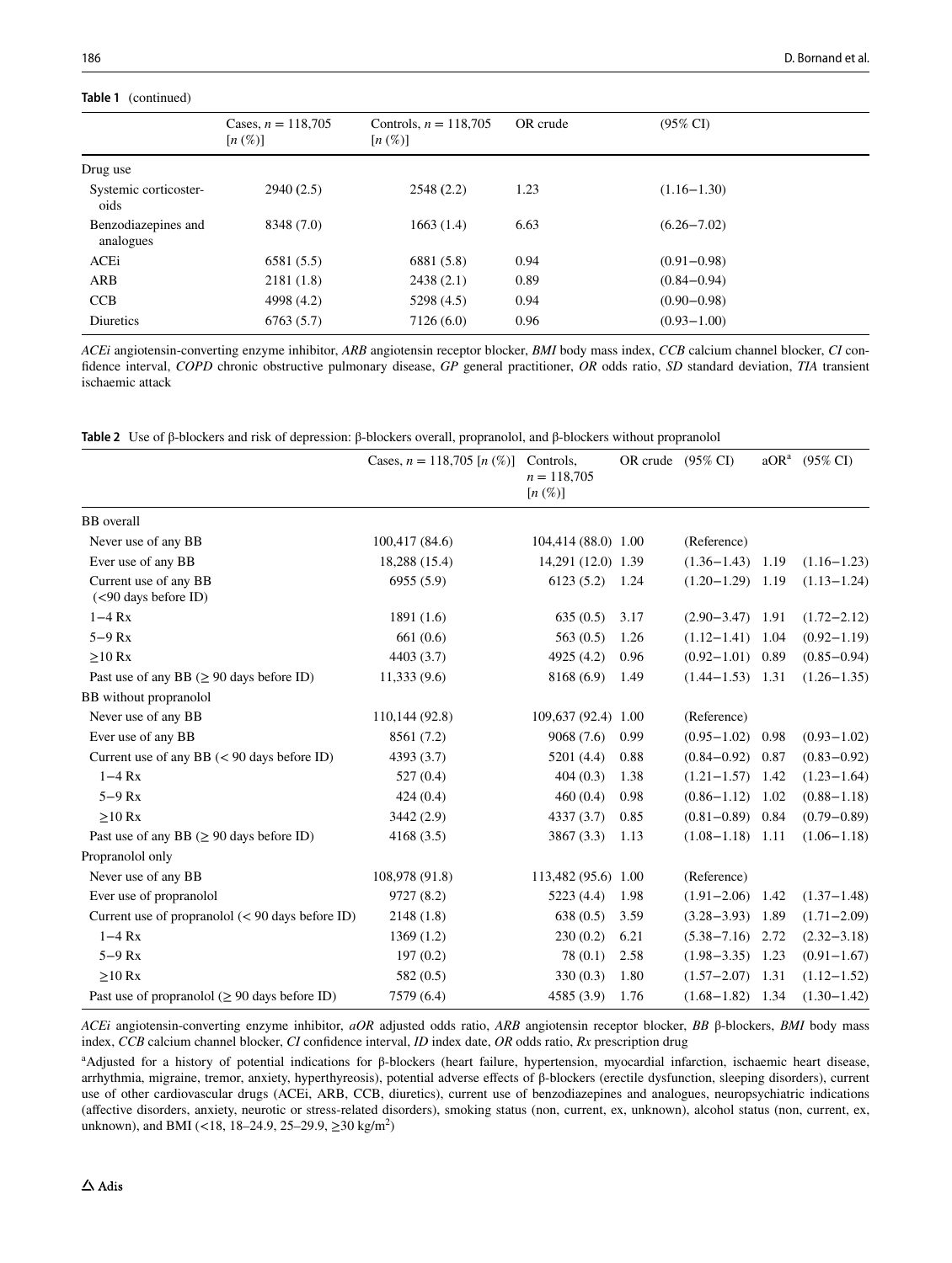**Table 1** (continued)

| | Cases, $n$ = 118,705 [$n$ (%)] | Controls, $n$ = 118,705 [$n$ (%)] | OR crude | (95% CI) |
|---|---|---|---|---|
| Drug use | | | | |
| Systemic corticosteroids | 2940 (2.5) | 2548 (2.2) | 1.23 | (1.16−1.30) |
| Benzodiazepines and analogues | 8348 (7.0) | 1663 (1.4) | 6.63 | (6.26−7.02) |
| ACEi | 6581 (5.5) | 6881 (5.8) | 0.94 | (0.91−0.98) |
| ARB | 2181 (1.8) | 2438 (2.1) | 0.89 | (0.84−0.94) |
| CCB | 4998 (4.2) | 5298 (4.5) | 0.94 | (0.90−0.98) |
| Diuretics | 6763 (5.7) | 7126 (6.0) | 0.96 | (0.93−1.00) |

*ACEi* angiotensin-converting enzyme inhibitor, *ARB* angiotensin receptor blocker, *BMI* body mass index, *CCB* calcium channel blocker, *CI* confidence interval, *COPD* chronic obstructive pulmonary disease, *GP* general practitioner, *OR* odds ratio, *SD* standard deviation, *TIA* transient ischaemic attack

**Table 2** Use of β-blockers and risk of depression: β-blockers overall, propranolol, and β-blockers without propranolol

| | Cases, $n$ = 118,705 [$n$ (%)] | Controls, $n$ = 118,705 [$n$ (%)] | OR crude | (95% CI) | aOR[a] | (95% CI) |
|---|---|---|---|---|---|---|
| BB overall | | | | | | |
| Never use of any BB | 100,417 (84.6) | 104,414 (88.0) | 1.00 | (Reference) | | |
| Ever use of any BB | 18,288 (15.4) | 14,291 (12.0) | 1.39 | (1.36−1.43) | 1.19 | (1.16−1.23) |
| Current use of any BB (<90 days before ID) | 6955 (5.9) | 6123 (5.2) | 1.24 | (1.20−1.29) | 1.19 | (1.13−1.24) |
| 1−4 Rx | 1891 (1.6) | 635 (0.5) | 3.17 | (2.90−3.47) | 1.91 | (1.72−2.12) |
| 5−9 Rx | 661 (0.6) | 563 (0.5) | 1.26 | (1.12−1.41) | 1.04 | (0.92−1.19) |
| ≥10 Rx | 4403 (3.7) | 4925 (4.2) | 0.96 | (0.92−1.01) | 0.89 | (0.85−0.94) |
| Past use of any BB (≥ 90 days before ID) | 11,333 (9.6) | 8168 (6.9) | 1.49 | (1.44−1.53) | 1.31 | (1.26−1.35) |
| BB without propranolol | | | | | | |
| Never use of any BB | 110,144 (92.8) | 109,637 (92.4) | 1.00 | (Reference) | | |
| Ever use of any BB | 8561 (7.2) | 9068 (7.6) | 0.99 | (0.95−1.02) | 0.98 | (0.93−1.02) |
| Current use of any BB (< 90 days before ID) | 4393 (3.7) | 5201 (4.4) | 0.88 | (0.84−0.92) | 0.87 | (0.83−0.92) |
| 1−4 Rx | 527 (0.4) | 404 (0.3) | 1.38 | (1.21−1.57) | 1.42 | (1.23−1.64) |
| 5−9 Rx | 424 (0.4) | 460 (0.4) | 0.98 | (0.86−1.12) | 1.02 | (0.88−1.18) |
| ≥10 Rx | 3442 (2.9) | 4337 (3.7) | 0.85 | (0.81−0.89) | 0.84 | (0.79−0.89) |
| Past use of any BB (≥ 90 days before ID) | 4168 (3.5) | 3867 (3.3) | 1.13 | (1.08−1.18) | 1.11 | (1.06−1.18) |
| Propranolol only | | | | | | |
| Never use of any BB | 108,978 (91.8) | 113,482 (95.6) | 1.00 | (Reference) | | |
| Ever use of propranolol | 9727 (8.2) | 5223 (4.4) | 1.98 | (1.91−2.06) | 1.42 | (1.37−1.48) |
| Current use of propranolol (< 90 days before ID) | 2148 (1.8) | 638 (0.5) | 3.59 | (3.28−3.93) | 1.89 | (1.71−2.09) |
| 1−4 Rx | 1369 (1.2) | 230 (0.2) | 6.21 | (5.38−7.16) | 2.72 | (2.32−3.18) |
| 5−9 Rx | 197 (0.2) | 78 (0.1) | 2.58 | (1.98−3.35) | 1.23 | (0.91−1.67) |
| ≥10 Rx | 582 (0.5) | 330 (0.3) | 1.80 | (1.57−2.07) | 1.31 | (1.12−1.52) |
| Past use of propranolol (≥ 90 days before ID) | 7579 (6.4) | 4585 (3.9) | 1.76 | (1.68−1.82) | 1.34 | (1.30−1.42) |

*ACEi* angiotensin-converting enzyme inhibitor, *aOR* adjusted odds ratio, *ARB* angiotensin receptor blocker, *BB* β-blockers, *BMI* body mass index, *CCB* calcium channel blocker, *CI* confidence interval, *ID* index date, *OR* odds ratio, *Rx* prescription drug

[a]Adjusted for a history of potential indications for β-blockers (heart failure, hypertension, myocardial infarction, ischaemic heart disease, arrhythmia, migraine, tremor, anxiety, hyperthyreosis), potential adverse effects of β-blockers (erectile dysfunction, sleeping disorders), current use of other cardiovascular drugs (ACEi, ARB, CCB, diuretics), current use of benzodiazepines and analogues, neuropsychiatric indications (affective disorders, anxiety, neurotic or stress-related disorders), smoking status (non, current, ex, unknown), alcohol status (non, current, ex, unknown), and BMI (<18, 18–24.9, 25–29.9, ≥30 kg/m$^2$)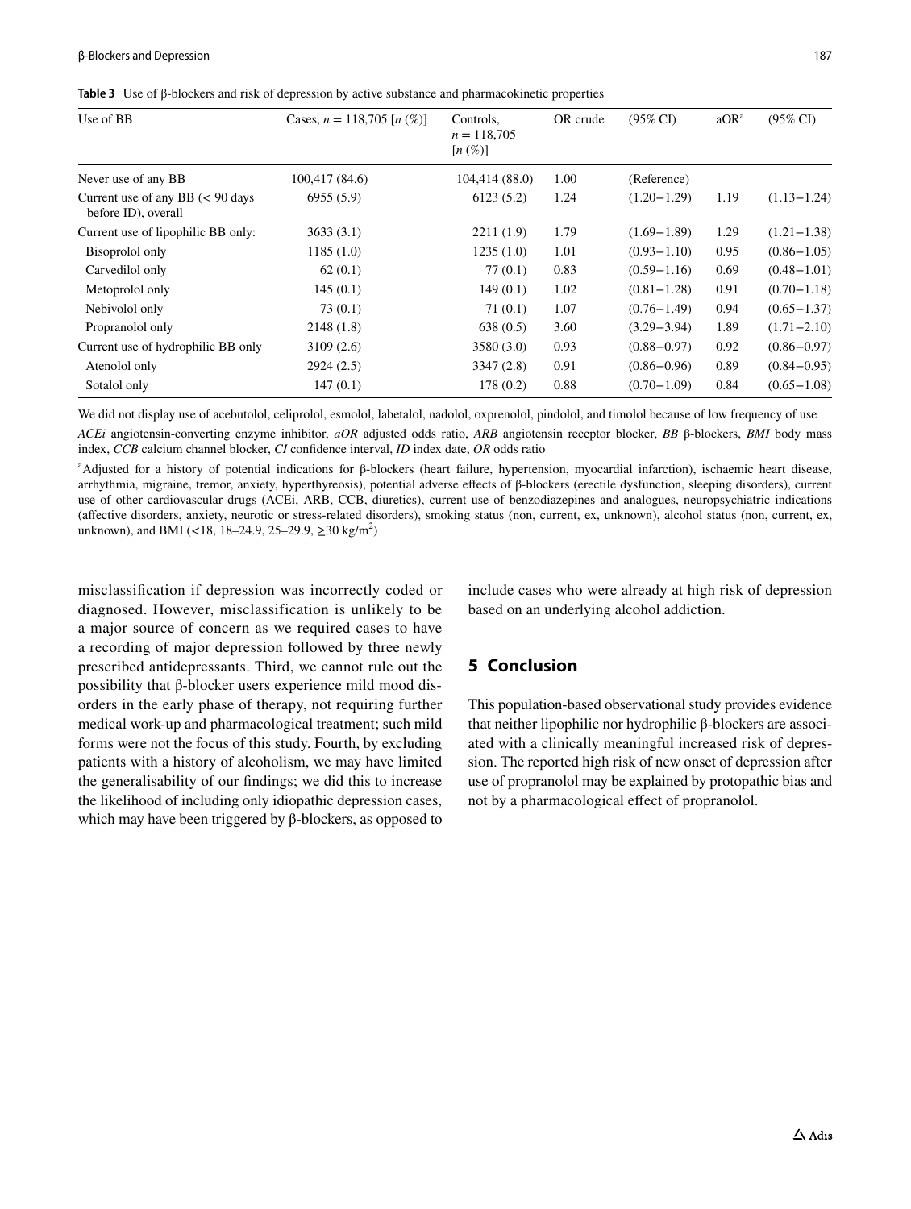**Table 3** Use of β-blockers and risk of depression by active substance and pharmacokinetic properties

| Use of BB | Cases, $n$ = 118,705 [$n$ (%)] | Controls, $n$ = 118,705 [$n$ (%)] | OR crude | (95% CI) | aOR[a] | (95% CI) |
|---|---|---|---|---|---|---|
| Never use of any BB | 100,417 (84.6) | 104,414 (88.0) | 1.00 | (Reference) | | |
| Current use of any BB (< 90 days before ID), overall | 6955 (5.9) | 6123 (5.2) | 1.24 | (1.20−1.29) | 1.19 | (1.13−1.24) |
| Current use of lipophilic BB only: | 3633 (3.1) | 2211 (1.9) | 1.79 | (1.69−1.89) | 1.29 | (1.21−1.38) |
| Bisoprolol only | 1185 (1.0) | 1235 (1.0) | 1.01 | (0.93−1.10) | 0.95 | (0.86−1.05) |
| Carvedilol only | 62 (0.1) | 77 (0.1) | 0.83 | (0.59−1.16) | 0.69 | (0.48−1.01) |
| Metoprolol only | 145 (0.1) | 149 (0.1) | 1.02 | (0.81−1.28) | 0.91 | (0.70−1.18) |
| Nebivolol only | 73 (0.1) | 71 (0.1) | 1.07 | (0.76−1.49) | 0.94 | (0.65−1.37) |
| Propranolol only | 2148 (1.8) | 638 (0.5) | 3.60 | (3.29−3.94) | 1.89 | (1.71−2.10) |
| Current use of hydrophilic BB only | 3109 (2.6) | 3580 (3.0) | 0.93 | (0.88−0.97) | 0.92 | (0.86−0.97) |
| Atenolol only | 2924 (2.5) | 3347 (2.8) | 0.91 | (0.86−0.96) | 0.89 | (0.84−0.95) |
| Sotalol only | 147 (0.1) | 178 (0.2) | 0.88 | (0.70−1.09) | 0.84 | (0.65−1.08) |

We did not display use of acebutolol, celiprolol, esmolol, labetalol, nadolol, oxprenolol, pindolol, and timolol because of low frequency of use

*ACEi* angiotensin-converting enzyme inhibitor, *aOR* adjusted odds ratio, *ARB* angiotensin receptor blocker, *BB* β-blockers, *BMI* body mass index, *CCB* calcium channel blocker, *CI* confidence interval, *ID* index date, *OR* odds ratio

[a]Adjusted for a history of potential indications for β-blockers (heart failure, hypertension, myocardial infarction), ischaemic heart disease, arrhythmia, migraine, tremor, anxiety, hyperthyreosis), potential adverse effects of β-blockers (erectile dysfunction, sleeping disorders), current use of other cardiovascular drugs (ACEi, ARB, CCB, diuretics), current use of benzodiazepines and analogues, neuropsychiatric indications (affective disorders, anxiety, neurotic or stress-related disorders), smoking status (non, current, ex, unknown), alcohol status (non, current, ex, unknown), and BMI (<18, 18–24.9, 25–29.9, ≥30 kg/m$^2$)

misclassification if depression was incorrectly coded or diagnosed. However, misclassification is unlikely to be a major source of concern as we required cases to have a recording of major depression followed by three newly prescribed antidepressants. Third, we cannot rule out the possibility that β-blocker users experience mild mood disorders in the early phase of therapy, not requiring further medical work-up and pharmacological treatment; such mild forms were not the focus of this study. Fourth, by excluding patients with a history of alcoholism, we may have limited the generalisability of our findings; we did this to increase the likelihood of including only idiopathic depression cases, which may have been triggered by β-blockers, as opposed to include cases who were already at high risk of depression based on an underlying alcohol addiction.

## 5 Conclusion

This population-based observational study provides evidence that neither lipophilic nor hydrophilic β-blockers are associated with a clinically meaningful increased risk of depression. The reported high risk of new onset of depression after use of propranolol may be explained by protopathic bias and not by a pharmacological effect of propranolol.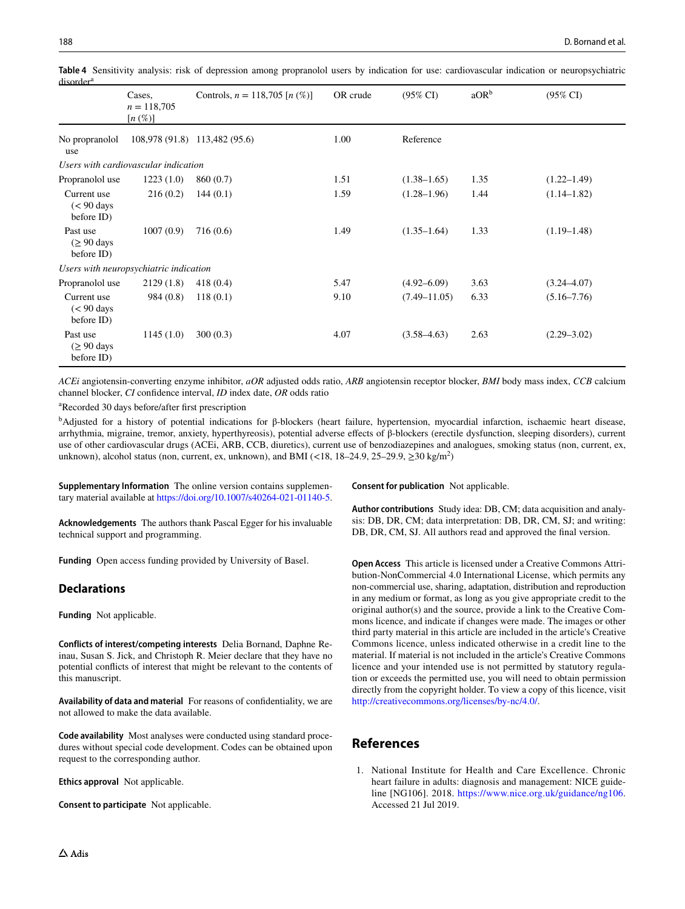**Table 4** Sensitivity analysis: risk of depression among propranolol users by indication for use: cardiovascular indication or neuropsychiatric disorder[a]

| | Cases, $n = 118{,}705$ [$n$ (%)] | Controls, $n = 118{,}705$ [$n$ (%)] | OR crude | (95% CI) | aOR[b] | (95% CI) |
|---|---|---|---|---|---|---|
| No propranolol use | 108,978 (91.8) | 113,482 (95.6) | 1.00 | Reference | | |
| *Users with cardiovascular indication* | | | | | | |
| Propranolol use | 1223 (1.0) | 860 (0.7) | 1.51 | (1.38–1.65) | 1.35 | (1.22–1.49) |
| Current use (< 90 days before ID) | 216 (0.2) | 144 (0.1) | 1.59 | (1.28–1.96) | 1.44 | (1.14–1.82) |
| Past use (≥ 90 days before ID) | 1007 (0.9) | 716 (0.6) | 1.49 | (1.35–1.64) | 1.33 | (1.19–1.48) |
| *Users with neuropsychiatric indication* | | | | | | |
| Propranolol use | 2129 (1.8) | 418 (0.4) | 5.47 | (4.92–6.09) | 3.63 | (3.24–4.07) |
| Current use (< 90 days before ID) | 984 (0.8) | 118 (0.1) | 9.10 | (7.49–11.05) | 6.33 | (5.16–7.76) |
| Past use (≥ 90 days before ID) | 1145 (1.0) | 300 (0.3) | 4.07 | (3.58–4.63) | 2.63 | (2.29–3.02) |

*ACEi* angiotensin-converting enzyme inhibitor, *aOR* adjusted odds ratio, *ARB* angiotensin receptor blocker, *BMI* body mass index, *CCB* calcium channel blocker, *CI* confidence interval, *ID* index date, *OR* odds ratio

[a]Recorded 30 days before/after first prescription

[b]Adjusted for a history of potential indications for β-blockers (heart failure, hypertension, myocardial infarction, ischaemic heart disease, arrhythmia, migraine, tremor, anxiety, hyperthyreosis), potential adverse effects of β-blockers (erectile dysfunction, sleeping disorders), current use of other cardiovascular drugs (ACEi, ARB, CCB, diuretics), current use of benzodiazepines and analogues, smoking status (non, current, ex, unknown), alcohol status (non, current, ex, unknown), and BMI (<18, 18–24.9, 25–29.9, ≥30 kg/m$^2$)

**Supplementary Information** The online version contains supplementary material available at https://doi.org/10.1007/s40264-021-01140-5.

**Acknowledgements** The authors thank Pascal Egger for his invaluable technical support and programming.

**Funding** Open access funding provided by University of Basel.

## Declarations

**Funding** Not applicable.

**Conflicts of interest/competing interests** Delia Bornand, Daphne Reinau, Susan S. Jick, and Christoph R. Meier declare that they have no potential conflicts of interest that might be relevant to the contents of this manuscript.

**Availability of data and material** For reasons of confidentiality, we are not allowed to make the data available.

**Code availability** Most analyses were conducted using standard procedures without special code development. Codes can be obtained upon request to the corresponding author.

**Ethics approval** Not applicable.

**Consent to participate** Not applicable.

**Consent for publication** Not applicable.

**Author contributions** Study idea: DB, CM; data acquisition and analysis: DB, DR, CM; data interpretation: DB, DR, CM, SJ; and writing: DB, DR, CM, SJ. All authors read and approved the final version.

**Open Access** This article is licensed under a Creative Commons Attribution-NonCommercial 4.0 International License, which permits any non-commercial use, sharing, adaptation, distribution and reproduction in any medium or format, as long as you give appropriate credit to the original author(s) and the source, provide a link to the Creative Commons licence, and indicate if changes were made. The images or other third party material in this article are included in the article's Creative Commons licence, unless indicated otherwise in a credit line to the material. If material is not included in the article's Creative Commons licence and your intended use is not permitted by statutory regulation or exceeds the permitted use, you will need to obtain permission directly from the copyright holder. To view a copy of this licence, visit http://creativecommons.org/licenses/by-nc/4.0/.

## References

1. National Institute for Health and Care Excellence. Chronic heart failure in adults: diagnosis and management: NICE guideline [NG106]. 2018. https://www.nice.org.uk/guidance/ng106. Accessed 21 Jul 2019.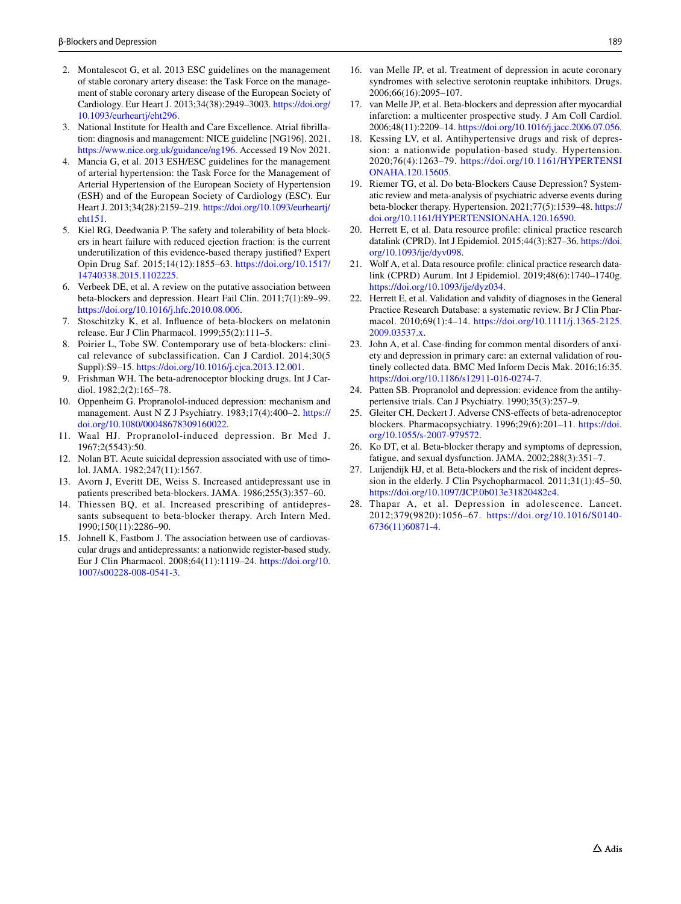2. Montalescot G, et al. 2013 ESC guidelines on the management of stable coronary artery disease: the Task Force on the management of stable coronary artery disease of the European Society of Cardiology. Eur Heart J. 2013;34(38):2949–3003. https://doi.org/10.1093/eurheartj/eht296.
3. National Institute for Health and Care Excellence. Atrial fibrillation: diagnosis and management: NICE guideline [NG196]. 2021. https://www.nice.org.uk/guidance/ng196. Accessed 19 Nov 2021.
4. Mancia G, et al. 2013 ESH/ESC guidelines for the management of arterial hypertension: the Task Force for the Management of Arterial Hypertension of the European Society of Hypertension (ESH) and of the European Society of Cardiology (ESC). Eur Heart J. 2013;34(28):2159–219. https://doi.org/10.1093/eurheartj/eht151.
5. Kiel RG, Deedwania P. The safety and tolerability of beta blockers in heart failure with reduced ejection fraction: is the current underutilization of this evidence-based therapy justified? Expert Opin Drug Saf. 2015;14(12):1855–63. https://doi.org/10.1517/14740338.2015.1102225.
6. Verbeek DE, et al. A review on the putative association between beta-blockers and depression. Heart Fail Clin. 2011;7(1):89–99. https://doi.org/10.1016/j.hfc.2010.08.006.
7. Stoschitzky K, et al. Influence of beta-blockers on melatonin release. Eur J Clin Pharmacol. 1999;55(2):111–5.
8. Poirier L, Tobe SW. Contemporary use of beta-blockers: clinical relevance of subclassification. Can J Cardiol. 2014;30(5 Suppl):S9–15. https://doi.org/10.1016/j.cjca.2013.12.001.
9. Frishman WH. The beta-adrenoceptor blocking drugs. Int J Cardiol. 1982;2(2):165–78.
10. Oppenheim G. Propranolol-induced depression: mechanism and management. Aust N Z J Psychiatry. 1983;17(4):400–2. https://doi.org/10.1080/00048678309160022.
11. Waal HJ. Propranolol-induced depression. Br Med J. 1967;2(5543):50.
12. Nolan BT. Acute suicidal depression associated with use of timolol. JAMA. 1982;247(11):1567.
13. Avorn J, Everitt DE, Weiss S. Increased antidepressant use in patients prescribed beta-blockers. JAMA. 1986;255(3):357–60.
14. Thiessen BQ, et al. Increased prescribing of antidepressants subsequent to beta-blocker therapy. Arch Intern Med. 1990;150(11):2286–90.
15. Johnell K, Fastbom J. The association between use of cardiovascular drugs and antidepressants: a nationwide register-based study. Eur J Clin Pharmacol. 2008;64(11):1119–24. https://doi.org/10.1007/s00228-008-0541-3.
16. van Melle JP, et al. Treatment of depression in acute coronary syndromes with selective serotonin reuptake inhibitors. Drugs. 2006;66(16):2095–107.
17. van Melle JP, et al. Beta-blockers and depression after myocardial infarction: a multicenter prospective study. J Am Coll Cardiol. 2006;48(11):2209–14. https://doi.org/10.1016/j.jacc.2006.07.056.
18. Kessing LV, et al. Antihypertensive drugs and risk of depression: a nationwide population-based study. Hypertension. 2020;76(4):1263–79. https://doi.org/10.1161/HYPERTENSIONAHA.120.15605.
19. Riemer TG, et al. Do beta-Blockers Cause Depression? Systematic review and meta-analysis of psychiatric adverse events during beta-blocker therapy. Hypertension. 2021;77(5):1539–48. https://doi.org/10.1161/HYPERTENSIONAHA.120.16590.
20. Herrett E, et al. Data resource profile: clinical practice research datalink (CPRD). Int J Epidemiol. 2015;44(3):827–36. https://doi.org/10.1093/ije/dyv098.
21. Wolf A, et al. Data resource profile: clinical practice research datalink (CPRD) Aurum. Int J Epidemiol. 2019;48(6):1740–1740g. https://doi.org/10.1093/ije/dyz034.
22. Herrett E, et al. Validation and validity of diagnoses in the General Practice Research Database: a systematic review. Br J Clin Pharmacol. 2010;69(1):4–14. https://doi.org/10.1111/j.1365-2125.2009.03537.x.
23. John A, et al. Case-finding for common mental disorders of anxiety and depression in primary care: an external validation of routinely collected data. BMC Med Inform Decis Mak. 2016;16:35. https://doi.org/10.1186/s12911-016-0274-7.
24. Patten SB. Propranolol and depression: evidence from the antihypertensive trials. Can J Psychiatry. 1990;35(3):257–9.
25. Gleiter CH, Deckert J. Adverse CNS-effects of beta-adrenoceptor blockers. Pharmacopsychiatry. 1996;29(6):201–11. https://doi.org/10.1055/s-2007-979572.
26. Ko DT, et al. Beta-blocker therapy and symptoms of depression, fatigue, and sexual dysfunction. JAMA. 2002;288(3):351–7.
27. Luijendijk HJ, et al. Beta-blockers and the risk of incident depression in the elderly. J Clin Psychopharmacol. 2011;31(1):45–50. https://doi.org/10.1097/JCP.0b013e31820482c4.
28. Thapar A, et al. Depression in adolescence. Lancet. 2012;379(9820):1056–67. https://doi.org/10.1016/S0140-6736(11)60871-4.